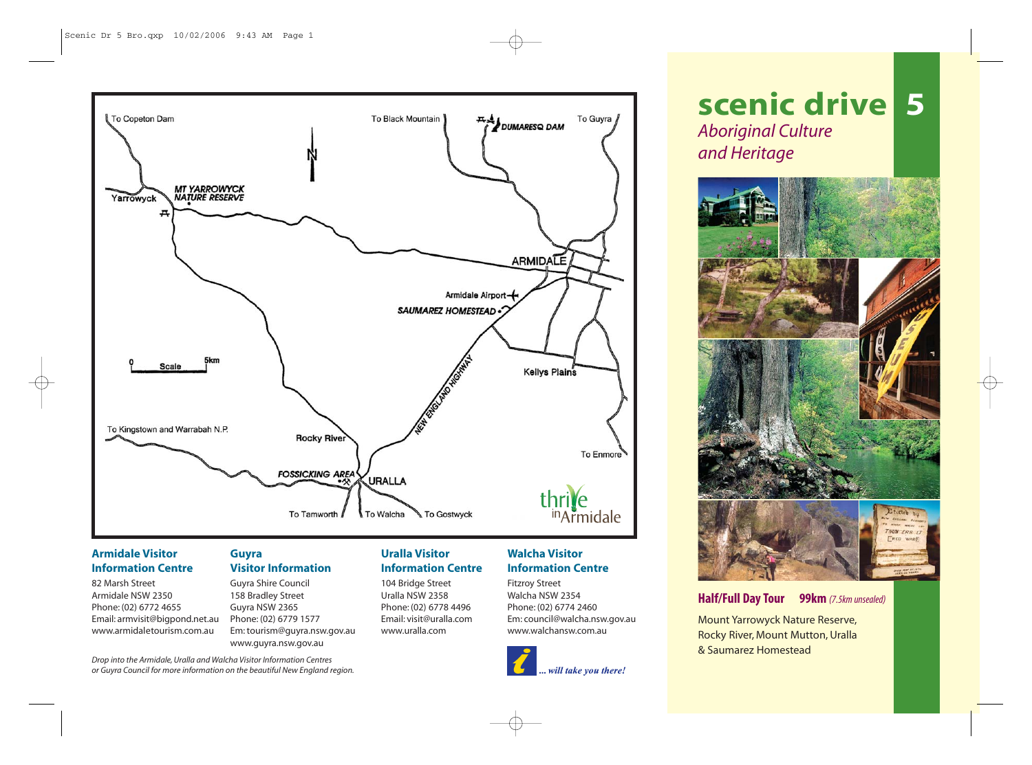# scenic drive 5

*Aboriginal Culture and Heritage*

**Half/Full Day Tour** **99km** *(7.5km unsealed)*

Mount Yarrowyck Nature Reserve, Rocky River, Mount Mutton, Uralla & Saumarez Homestead

To Copeton Dam
To Black Mountain
DUMARESQ DAM
To Guyra
N
Yarrowyck
MT YARROWYCK NATURE RESERVE
ARMIDALE
Armidale Airport
SAUMAREZ HOMESTEAD
NEW ENGLAND HIGHWAY
Scale 0 5km
Kellys Plains
To Kingstown and Warrabah N.P.
Rocky River
To Enmore
FOSSICKING AREA
URALLA
To Tamworth
To Walcha
To Gostwyck

thrive in Armidale

**Armidale Visitor Information Centre**
82 Marsh Street
Armidale NSW 2350
Phone: (02) 6772 4655
Email: armvisit@bigpond.net.au
www.armidaletourism.com.au

**Guyra Visitor Information**
Guyra Shire Council
158 Bradley Street
Guyra NSW 2365
Phone: (02) 6779 1577
Em: tourism@guyra.nsw.gov.au
www.guyra.nsw.gov.au

**Uralla Visitor Information Centre**
104 Bridge Street
Uralla NSW 2358
Phone: (02) 6778 4496
Email: visit@uralla.com
www.uralla.com

**Walcha Visitor Information Centre**
Fitzroy Street
Walcha NSW 2354
Phone: (02) 6774 2460
Em: council@walcha.nsw.gov.au
www.walchansw.com.au

*Drop into the Armidale, Uralla and Walcha Visitor Information Centres or Guyra Council for more information on the beautiful New England region.*

*... will take you there!*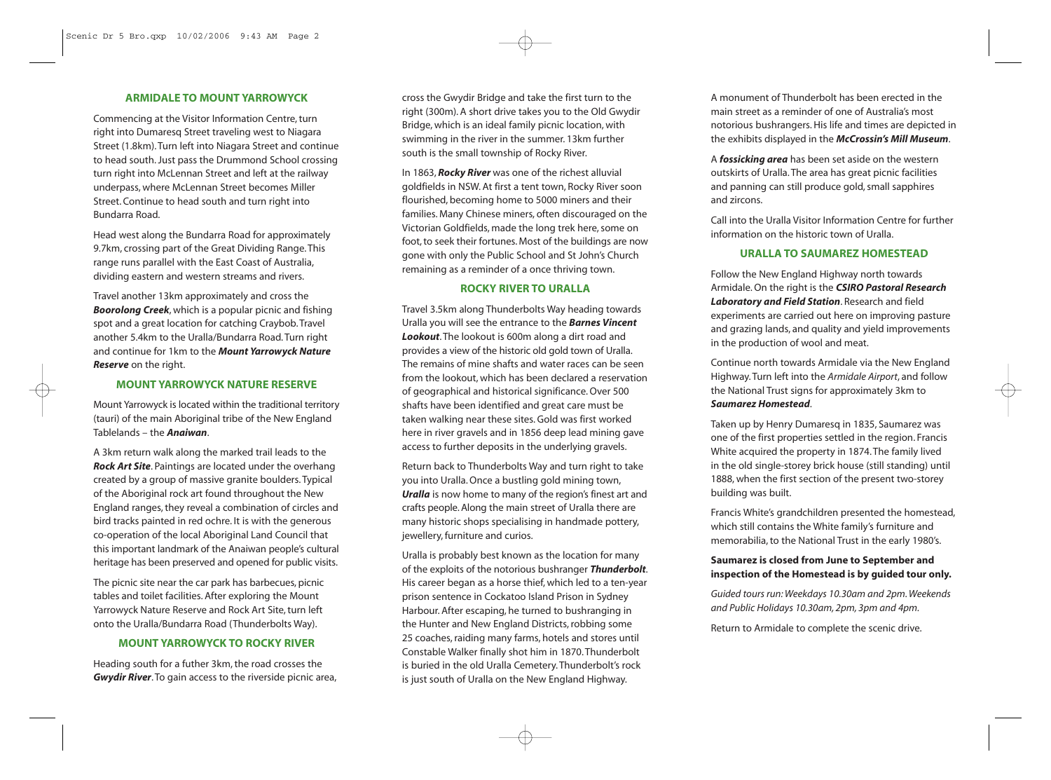## ARMIDALE TO MOUNT YARROWYCK

Commencing at the Visitor Information Centre, turn right into Dumaresq Street traveling west to Niagara Street (1.8km). Turn left into Niagara Street and continue to head south. Just pass the Drummond School crossing turn right into McLennan Street and left at the railway underpass, where McLennan Street becomes Miller Street. Continue to head south and turn right into Bundarra Road.

Head west along the Bundarra Road for approximately 9.7km, crossing part of the Great Dividing Range. This range runs parallel with the East Coast of Australia, dividing eastern and western streams and rivers.

Travel another 13km approximately and cross the ***Boorolong Creek***, which is a popular picnic and fishing spot and a great location for catching Craybob. Travel another 5.4km to the Uralla/Bundarra Road. Turn right and continue for 1km to the ***Mount Yarrowyck Nature Reserve*** on the right.

## MOUNT YARROWYCK NATURE RESERVE

Mount Yarrowyck is located within the traditional territory (tauri) of the main Aboriginal tribe of the New England Tablelands – the ***Anaiwan***.

A 3km return walk along the marked trail leads to the ***Rock Art Site***. Paintings are located under the overhang created by a group of massive granite boulders. Typical of the Aboriginal rock art found throughout the New England ranges, they reveal a combination of circles and bird tracks painted in red ochre. It is with the generous co-operation of the local Aboriginal Land Council that this important landmark of the Anaiwan people's cultural heritage has been preserved and opened for public visits.

The picnic site near the car park has barbecues, picnic tables and toilet facilities. After exploring the Mount Yarrowyck Nature Reserve and Rock Art Site, turn left onto the Uralla/Bundarra Road (Thunderbolts Way).

## MOUNT YARROWYCK TO ROCKY RIVER

Heading south for a futher 3km, the road crosses the ***Gwydir River***. To gain access to the riverside picnic area, cross the Gwydir Bridge and take the first turn to the right (300m). A short drive takes you to the Old Gwydir Bridge, which is an ideal family picnic location, with swimming in the river in the summer. 13km further south is the small township of Rocky River.

In 1863, ***Rocky River*** was one of the richest alluvial goldfields in NSW. At first a tent town, Rocky River soon flourished, becoming home to 5000 miners and their families. Many Chinese miners, often discouraged on the Victorian Goldfields, made the long trek here, some on foot, to seek their fortunes. Most of the buildings are now gone with only the Public School and St John's Church remaining as a reminder of a once thriving town.

## ROCKY RIVER TO URALLA

Travel 3.5km along Thunderbolts Way heading towards Uralla you will see the entrance to the ***Barnes Vincent Lookout***. The lookout is 600m along a dirt road and provides a view of the historic old gold town of Uralla. The remains of mine shafts and water races can be seen from the lookout, which has been declared a reservation of geographical and historical significance. Over 500 shafts have been identified and great care must be taken walking near these sites. Gold was first worked here in river gravels and in 1856 deep lead mining gave access to further deposits in the underlying gravels.

Return back to Thunderbolts Way and turn right to take you into Uralla. Once a bustling gold mining town, ***Uralla*** is now home to many of the region's finest art and crafts people. Along the main street of Uralla there are many historic shops specialising in handmade pottery, jewellery, furniture and curios.

Uralla is probably best known as the location for many of the exploits of the notorious bushranger ***Thunderbolt***. His career began as a horse thief, which led to a ten-year prison sentence in Cockatoo Island Prison in Sydney Harbour. After escaping, he turned to bushranging in the Hunter and New England Districts, robbing some 25 coaches, raiding many farms, hotels and stores until Constable Walker finally shot him in 1870. Thunderbolt is buried in the old Uralla Cemetery. Thunderbolt's rock is just south of Uralla on the New England Highway.

A monument of Thunderbolt has been erected in the main street as a reminder of one of Australia's most notorious bushrangers. His life and times are depicted in the exhibits displayed in the ***McCrossin's Mill Museum***.

A ***fossicking area*** has been set aside on the western outskirts of Uralla. The area has great picnic facilities and panning can still produce gold, small sapphires and zircons.

Call into the Uralla Visitor Information Centre for further information on the historic town of Uralla.

## URALLA TO SAUMAREZ HOMESTEAD

Follow the New England Highway north towards Armidale. On the right is the ***CSIRO Pastoral Research Laboratory and Field Station***. Research and field experiments are carried out here on improving pasture and grazing lands, and quality and yield improvements in the production of wool and meat.

Continue north towards Armidale via the New England Highway. Turn left into the *Armidale Airport*, and follow the National Trust signs for approximately 3km to ***Saumarez Homestead***.

Taken up by Henry Dumaresq in 1835, Saumarez was one of the first properties settled in the region. Francis White acquired the property in 1874. The family lived in the old single-storey brick house (still standing) until 1888, when the first section of the present two-storey building was built.

Francis White's grandchildren presented the homestead, which still contains the White family's furniture and memorabilia, to the National Trust in the early 1980's.

**Saumarez is closed from June to September and inspection of the Homestead is by guided tour only.**

*Guided tours run: Weekdays 10.30am and 2pm. Weekends and Public Holidays 10.30am, 2pm, 3pm and 4pm.*

Return to Armidale to complete the scenic drive.